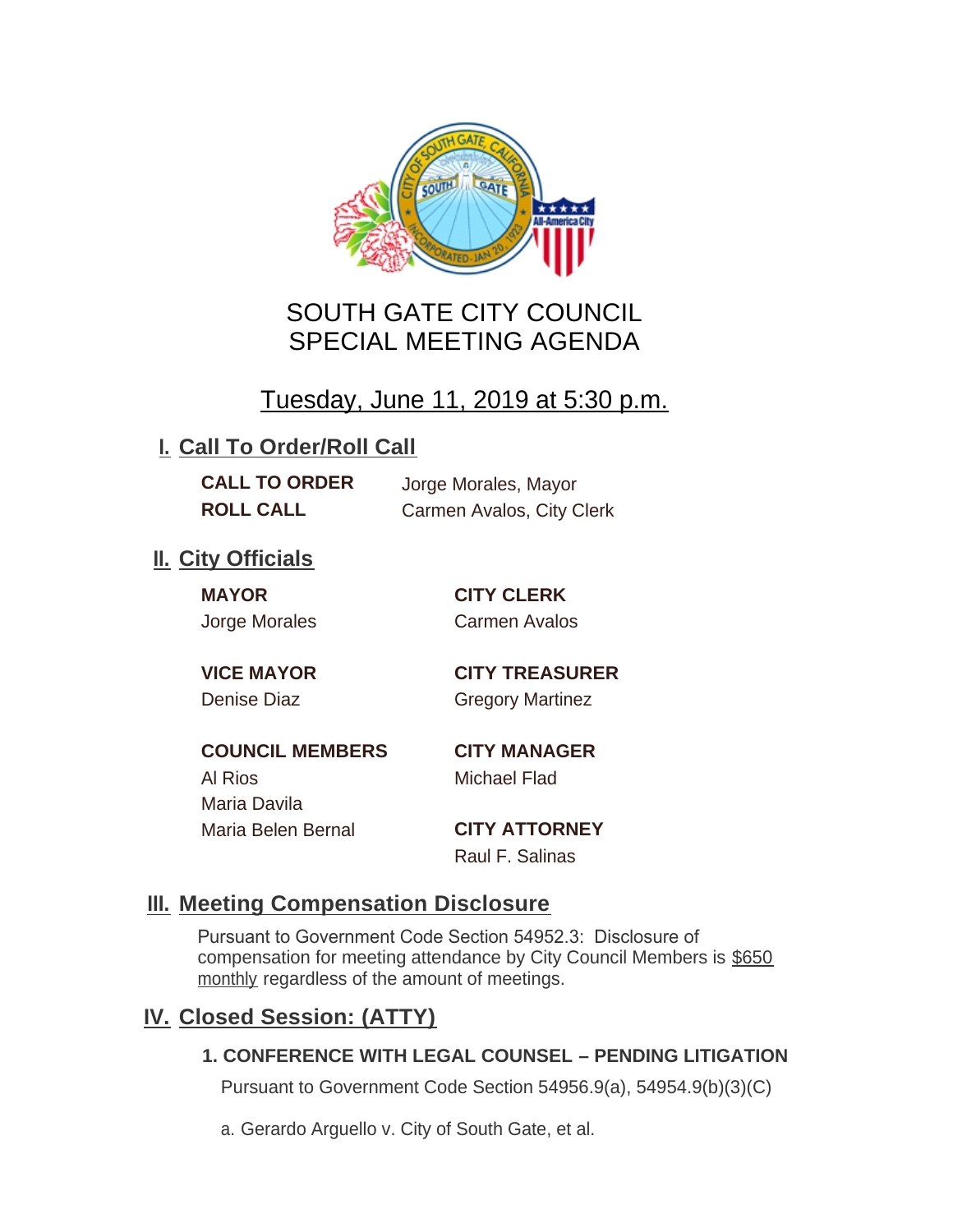# SOUTH GATE CITY COUNCIL
# SPECIAL MEETING AGENDA

## Tuesday, June 11, 2019 at 5:30 p.m.

## I. Call To Order/Roll Call

**CALL TO ORDER** Jorge Morales, Mayor

**ROLL CALL** Carmen Avalos, City Clerk

## II. City Officials

**MAYOR**
Jorge Morales

**VICE MAYOR**
Denise Diaz

**COUNCIL MEMBERS**
Al Rios
Maria Davila
Maria Belen Bernal

**CITY CLERK**
Carmen Avalos

**CITY TREASURER**
Gregory Martinez

**CITY MANAGER**
Michael Flad

**CITY ATTORNEY**
Raul F. Salinas

## III. Meeting Compensation Disclosure

Pursuant to Government Code Section 54952.3: Disclosure of compensation for meeting attendance by City Council Members is $650 monthly regardless of the amount of meetings.

## IV. Closed Session: (ATTY)

### 1. CONFERENCE WITH LEGAL COUNSEL – PENDING LITIGATION

Pursuant to Government Code Section 54956.9(a), 54954.9(b)(3)(C)

a. Gerardo Arguello v. City of South Gate, et al.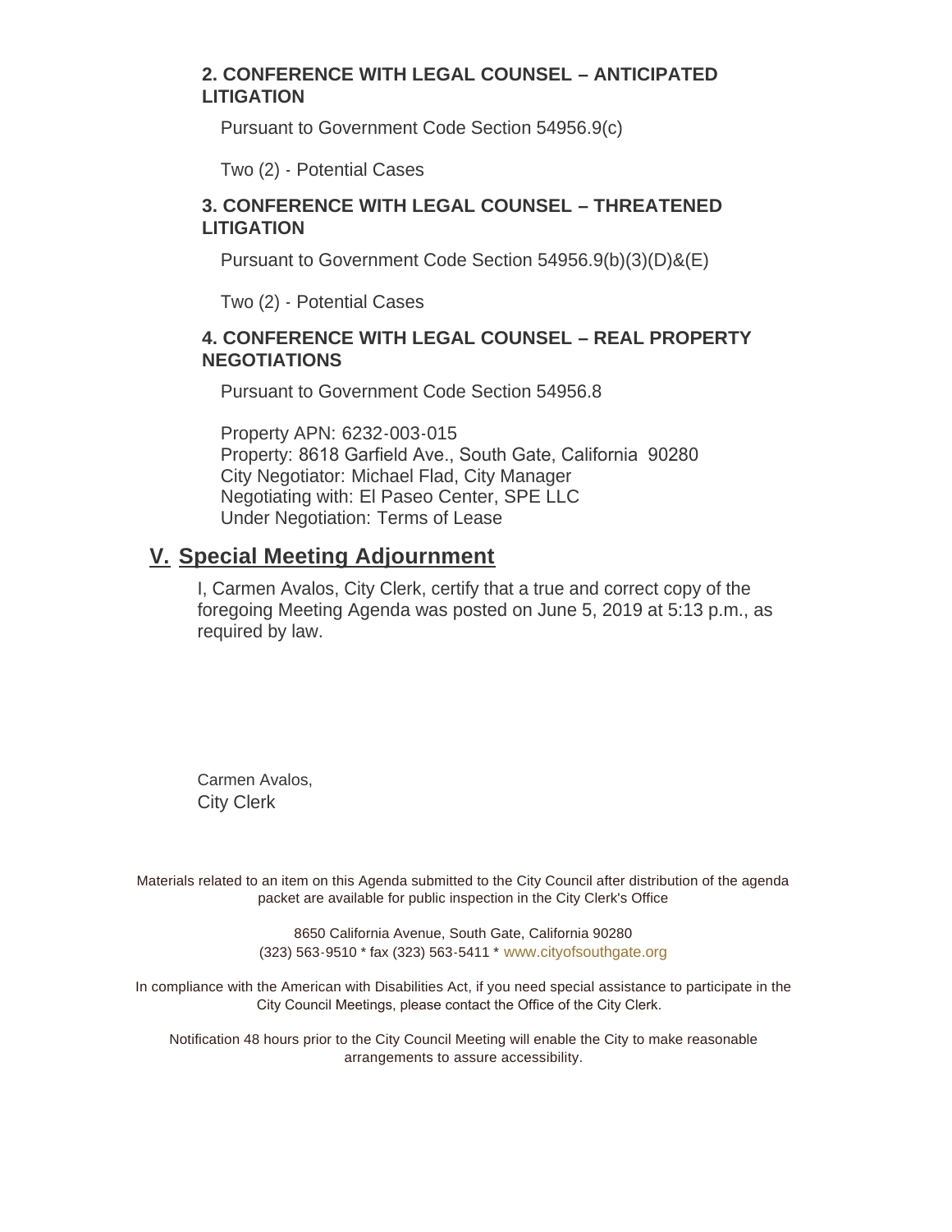### 2. CONFERENCE WITH LEGAL COUNSEL – ANTICIPATED LITIGATION

Pursuant to Government Code Section 54956.9(c)

Two (2) - Potential Cases

### 3. CONFERENCE WITH LEGAL COUNSEL – THREATENED LITIGATION

Pursuant to Government Code Section 54956.9(b)(3)(D)&(E)

Two (2) - Potential Cases

### 4. CONFERENCE WITH LEGAL COUNSEL – REAL PROPERTY NEGOTIATIONS

Pursuant to Government Code Section 54956.8

Property APN: 6232-003-015
Property: 8618 Garfield Ave., South Gate, California 90280
City Negotiator: Michael Flad, City Manager
Negotiating with: El Paseo Center, SPE LLC
Under Negotiation: Terms of Lease

## V. Special Meeting Adjournment

I, Carmen Avalos, City Clerk, certify that a true and correct copy of the foregoing Meeting Agenda was posted on June 5, 2019 at 5:13 p.m., as required by law.

Carmen Avalos,
City Clerk

Materials related to an item on this Agenda submitted to the City Council after distribution of the agenda packet are available for public inspection in the City Clerk's Office

8650 California Avenue, South Gate, California 90280
(323) 563-9510 * fax (323) 563-5411 * www.cityofsouthgate.org

In compliance with the American with Disabilities Act, if you need special assistance to participate in the City Council Meetings, please contact the Office of the City Clerk.

Notification 48 hours prior to the City Council Meeting will enable the City to make reasonable arrangements to assure accessibility.